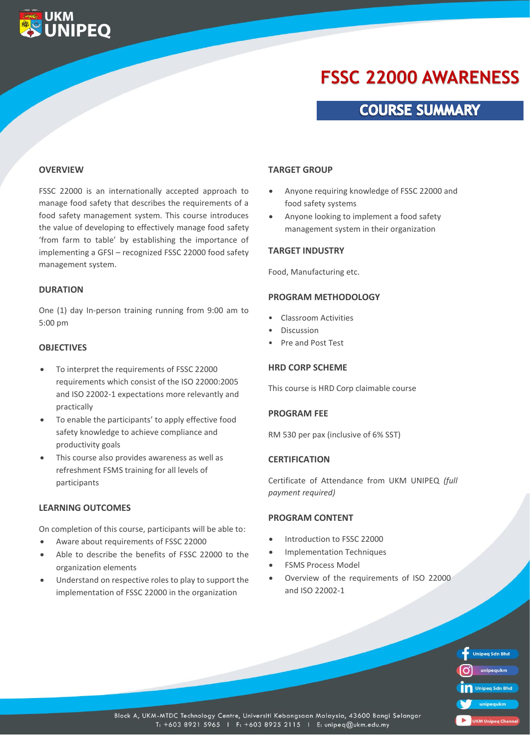UKM UNIPEQ

# FSSC 22000 AWARENESS

## COURSE SUMMARY

### OVERVIEW

FSSC 22000 is an internationally accepted approach to manage food safety that describes the requirements of a food safety management system. This course introduces the value of developing to effectively manage food safety 'from farm to table' by establishing the importance of implementing a GFSI – recognized FSSC 22000 food safety management system.

### DURATION

One (1) day In-person training running from 9:00 am to 5:00 pm

### OBJECTIVES

- To interpret the requirements of FSSC 22000 requirements which consist of the ISO 22000:2005 and ISO 22002-1 expectations more relevantly and practically
- To enable the participants' to apply effective food safety knowledge to achieve compliance and productivity goals
- This course also provides awareness as well as refreshment FSMS training for all levels of participants

### LEARNING OUTCOMES

On completion of this course, participants will be able to:

- Aware about requirements of FSSC 22000
- Able to describe the benefits of FSSC 22000 to the organization elements
- Understand on respective roles to play to support the implementation of FSSC 22000 in the organization

### TARGET GROUP

- Anyone requiring knowledge of FSSC 22000 and food safety systems
- Anyone looking to implement a food safety management system in their organization

### TARGET INDUSTRY

Food, Manufacturing etc.

### PROGRAM METHODOLOGY

- Classroom Activities
- Discussion
- Pre and Post Test

### HRD CORP SCHEME

This course is HRD Corp claimable course

### PROGRAM FEE

RM 530 per pax (inclusive of 6% SST)

### CERTIFICATION

Certificate of Attendance from UKM UNIPEQ *(full payment required)*

### PROGRAM CONTENT

- Introduction to FSSC 22000
- Implementation Techniques
- FSMS Process Model
- Overview of the requirements of ISO 22000 and ISO 22002-1

Unipeq Sdn Bhd | unipequkm | Unipeq Sdn Bhd | unipequkm | UKM Unipeq Channel

Block A, UKM-MTDC Technology Centre, Universiti Kebangsaan Malaysia, 43600 Bangi Selangor
T: +603 8921 5965 | F: +603 8925 2115 | E: unipeq@ukm.edu.my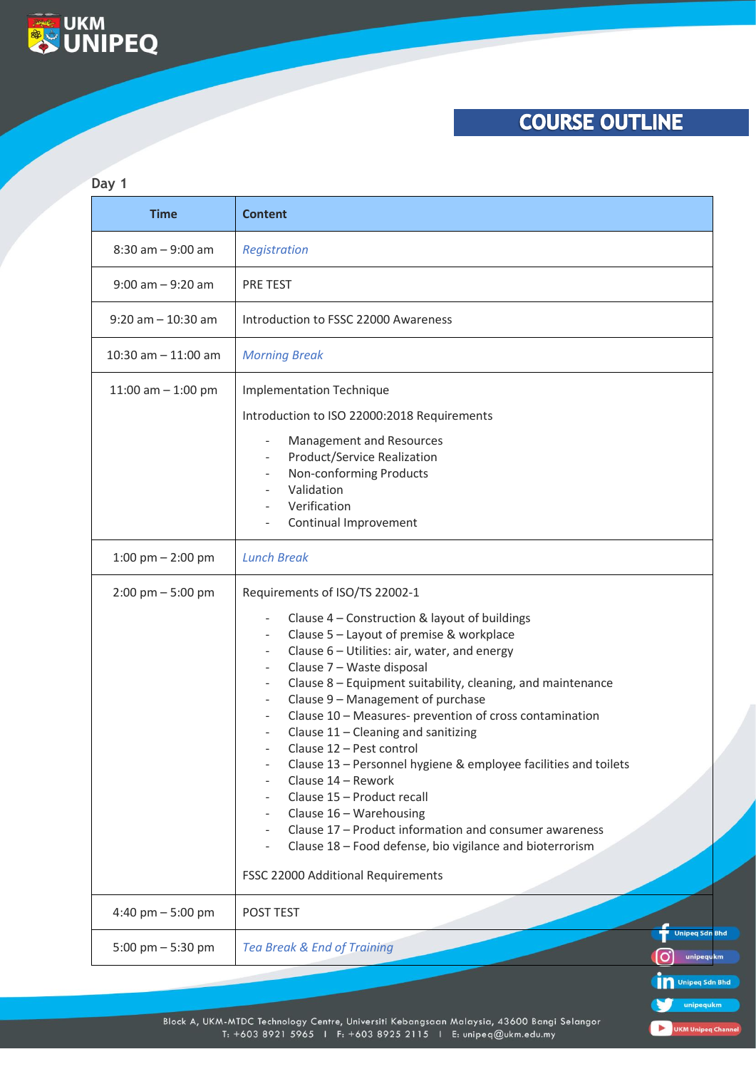# COURSE OUTLINE

Day 1

| Time | Content |
|---|---|
| 8:30 am – 9:00 am | *Registration* |
| 9:00 am – 9:20 am | PRE TEST |
| 9:20 am – 10:30 am | Introduction to FSSC 22000 Awareness |
| 10:30 am – 11:00 am | *Morning Break* |
| 11:00 am – 1:00 pm | Implementation Technique<br>Introduction to ISO 22000:2018 Requirements<br>- Management and Resources<br>- Product/Service Realization<br>- Non-conforming Products<br>- Validation<br>- Verification<br>- Continual Improvement |
| 1:00 pm – 2:00 pm | *Lunch Break* |
| 2:00 pm – 5:00 pm | Requirements of ISO/TS 22002-1<br>- Clause 4 – Construction & layout of buildings<br>- Clause 5 – Layout of premise & workplace<br>- Clause 6 – Utilities: air, water, and energy<br>- Clause 7 – Waste disposal<br>- Clause 8 – Equipment suitability, cleaning, and maintenance<br>- Clause 9 – Management of purchase<br>- Clause 10 – Measures- prevention of cross contamination<br>- Clause 11 – Cleaning and sanitizing<br>- Clause 12 – Pest control<br>- Clause 13 – Personnel hygiene & employee facilities and toilets<br>- Clause 14 – Rework<br>- Clause 15 – Product recall<br>- Clause 16 – Warehousing<br>- Clause 17 – Product information and consumer awareness<br>- Clause 18 – Food defense, bio vigilance and bioterrorism<br>FSSC 22000 Additional Requirements |
| 4:40 pm – 5:00 pm | POST TEST |
| 5:00 pm – 5:30 pm | *Tea Break & End of Training* |